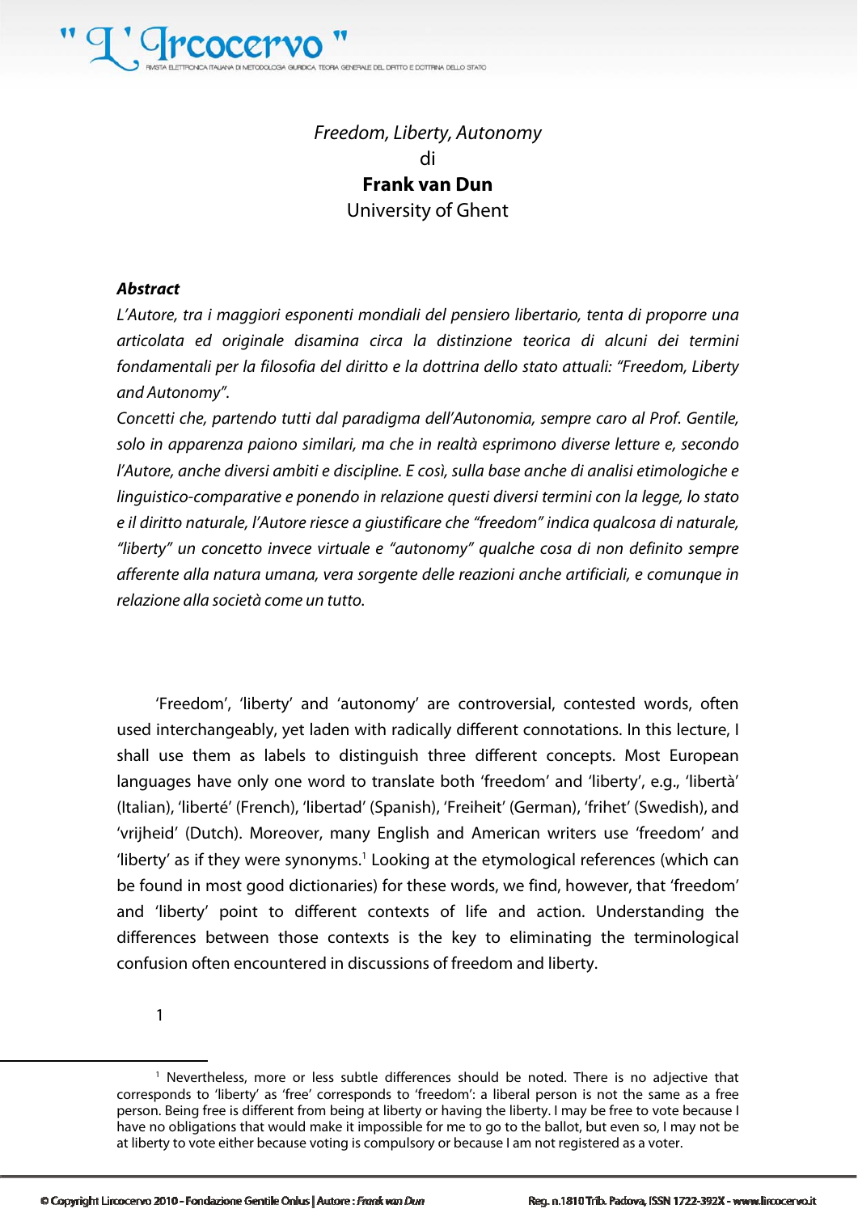*Freedom, Liberty, Autonomy*

di

**Frank van Dun**

University of Ghent

***Abstract***

*L'Autore, tra i maggiori esponenti mondiali del pensiero libertario, tenta di proporre una articolata ed originale disamina circa la distinzione teorica di alcuni dei termini fondamentali per la filosofia del diritto e la dottrina dello stato attuali: "Freedom, Liberty and Autonomy".*

*Concetti che, partendo tutti dal paradigma dell'Autonomia, sempre caro al Prof. Gentile, solo in apparenza paiono similari, ma che in realtà esprimono diverse letture e, secondo l'Autore, anche diversi ambiti e discipline. E così, sulla base anche di analisi etimologiche e linguistico-comparative e ponendo in relazione questi diversi termini con la legge, lo stato e il diritto naturale, l'Autore riesce a giustificare che "freedom" indica qualcosa di naturale, "liberty" un concetto invece virtuale e "autonomy" qualche cosa di non definito sempre afferente alla natura umana, vera sorgente delle reazioni anche artificiali, e comunque in relazione alla società come un tutto.*

'Freedom', 'liberty' and 'autonomy' are controversial, contested words, often used interchangeably, yet laden with radically different connotations. In this lecture, I shall use them as labels to distinguish three different concepts. Most European languages have only one word to translate both 'freedom' and 'liberty', e.g., 'libertà' (Italian), 'liberté' (French), 'libertad' (Spanish), 'Freiheit' (German), 'frihet' (Swedish), and 'vrijheid' (Dutch). Moreover, many English and American writers use 'freedom' and 'liberty' as if they were synonyms.[1] Looking at the etymological references (which can be found in most good dictionaries) for these words, we find, however, that 'freedom' and 'liberty' point to different contexts of life and action. Understanding the differences between those contexts is the key to eliminating the terminological confusion often encountered in discussions of freedom and liberty.

1

[1] Nevertheless, more or less subtle differences should be noted. There is no adjective that corresponds to 'liberty' as 'free' corresponds to 'freedom': a liberal person is not the same as a free person. Being free is different from being at liberty or having the liberty. I may be free to vote because I have no obligations that would make it impossible for me to go to the ballot, but even so, I may not be at liberty to vote either because voting is compulsory or because I am not registered as a voter.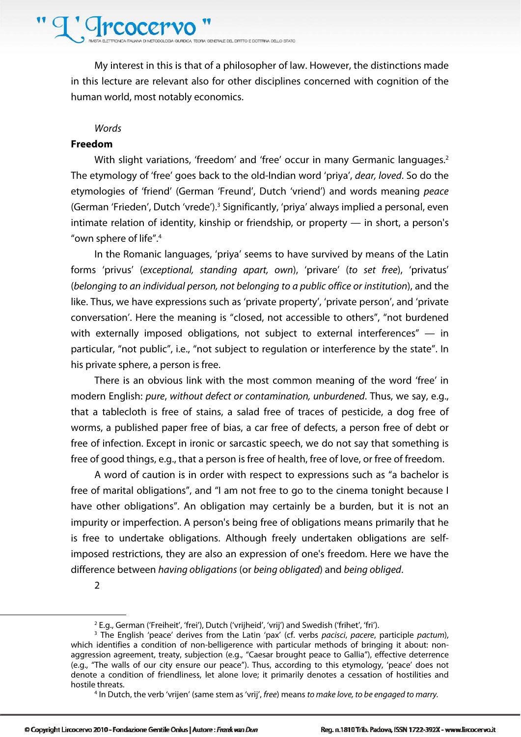My interest in this is that of a philosopher of law. However, the distinctions made in this lecture are relevant also for other disciplines concerned with cognition of the human world, most notably economics.

*Words*

**Freedom**

With slight variations, 'freedom' and 'free' occur in many Germanic languages.[2] The etymology of 'free' goes back to the old-Indian word 'priya', *dear, loved*. So do the etymologies of 'friend' (German 'Freund', Dutch 'vriend') and words meaning *peace* (German 'Frieden', Dutch 'vrede').[3] Significantly, 'priya' always implied a personal, even intimate relation of identity, kinship or friendship, or property — in short, a person's "own sphere of life".[4]

In the Romanic languages, 'priya' seems to have survived by means of the Latin forms 'privus' (*exceptional, standing apart, own*), 'privare' (*to set free*), 'privatus' (*belonging to an individual person, not belonging to a public office or institution*), and the like. Thus, we have expressions such as 'private property', 'private person', and 'private conversation'. Here the meaning is "closed, not accessible to others", "not burdened with externally imposed obligations, not subject to external interferences" — in particular, "not public", i.e., "not subject to regulation or interference by the state". In his private sphere, a person is free.

There is an obvious link with the most common meaning of the word 'free' in modern English: *pure, without defect or contamination, unburdened*. Thus, we say, e.g., that a tablecloth is free of stains, a salad free of traces of pesticide, a dog free of worms, a published paper free of bias, a car free of defects, a person free of debt or free of infection. Except in ironic or sarcastic speech, we do not say that something is free of good things, e.g., that a person is free of health, free of love, or free of freedom.

A word of caution is in order with respect to expressions such as "a bachelor is free of marital obligations", and "I am not free to go to the cinema tonight because I have other obligations". An obligation may certainly be a burden, but it is not an impurity or imperfection. A person's being free of obligations means primarily that he is free to undertake obligations. Although freely undertaken obligations are self-imposed restrictions, they are also an expression of one's freedom. Here we have the difference between *having obligations* (or *being obligated*) and *being obliged*.

---

[2] E.g., German ('Freiheit', 'frei'), Dutch ('vrijheid', 'vrij') and Swedish ('frihet', 'fri').

[3] The English 'peace' derives from the Latin 'pax' (cf. verbs *pacisci*, *pacere*, participle *pactum*), which identifies a condition of non-belligerence with particular methods of bringing it about: non-aggression agreement, treaty, subjection (e.g., "Caesar brought peace to Gallia"), effective deterrence (e.g., "The walls of our city ensure our peace"). Thus, according to this etymology, 'peace' does not denote a condition of friendliness, let alone love; it primarily denotes a cessation of hostilities and hostile threats.

[4] In Dutch, the verb 'vrijen' (same stem as 'vrij', *free*) means *to make love, to be engaged to marry*.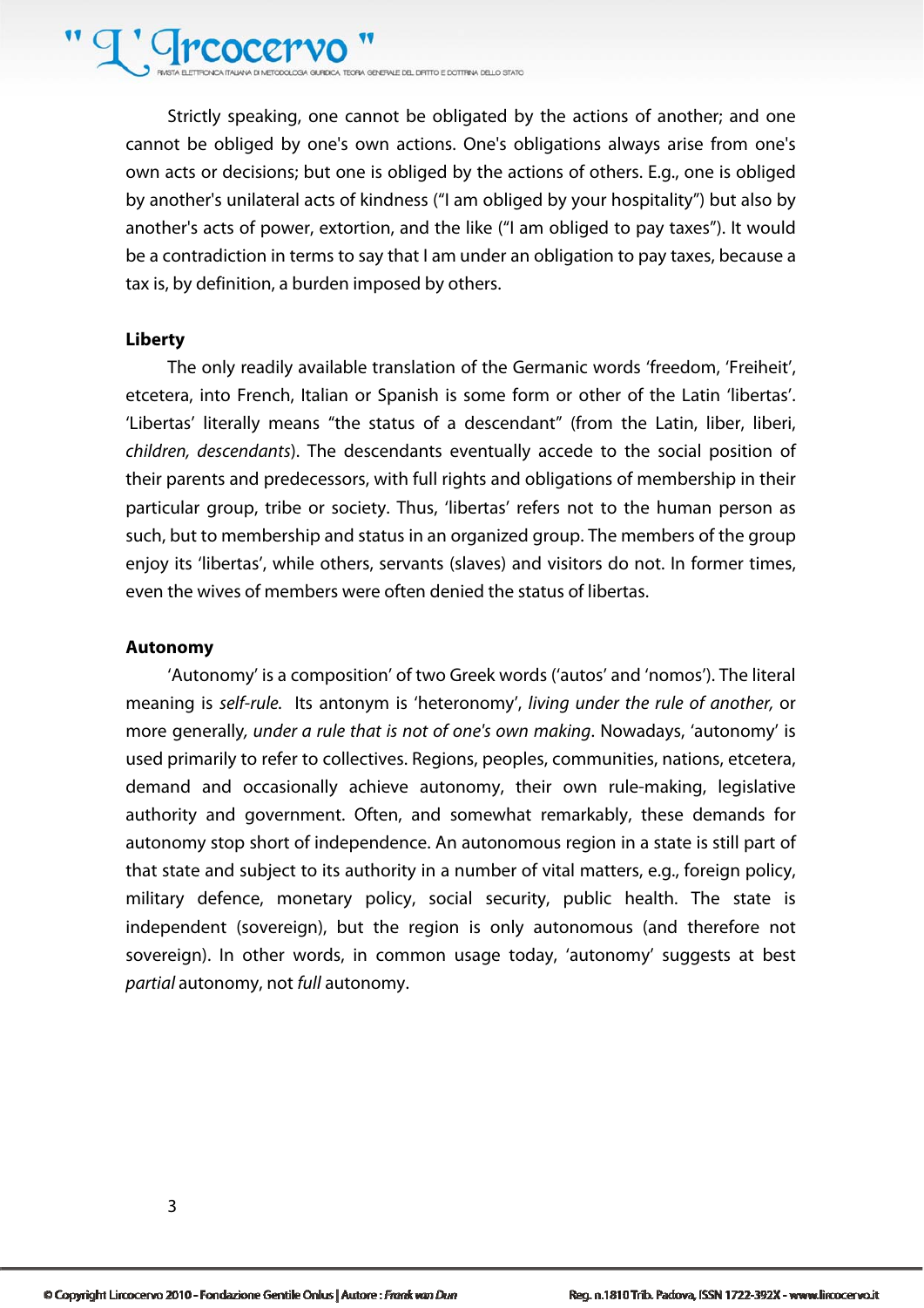Strictly speaking, one cannot be obligated by the actions of another; and one cannot be obliged by one's own actions. One's obligations always arise from one's own acts or decisions; but one is obliged by the actions of others. E.g., one is obliged by another's unilateral acts of kindness ("I am obliged by your hospitality") but also by another's acts of power, extortion, and the like ("I am obliged to pay taxes"). It would be a contradiction in terms to say that I am under an obligation to pay taxes, because a tax is, by definition, a burden imposed by others.

**Liberty**

The only readily available translation of the Germanic words 'freedom, 'Freiheit', etcetera, into French, Italian or Spanish is some form or other of the Latin 'libertas'. 'Libertas' literally means "the status of a descendant" (from the Latin, liber, liberi, *children, descendants*). The descendants eventually accede to the social position of their parents and predecessors, with full rights and obligations of membership in their particular group, tribe or society. Thus, 'libertas' refers not to the human person as such, but to membership and status in an organized group. The members of the group enjoy its 'libertas', while others, servants (slaves) and visitors do not. In former times, even the wives of members were often denied the status of libertas.

**Autonomy**

'Autonomy' is a composition' of two Greek words ('autos' and 'nomos'). The literal meaning is *self-rule.* Its antonym is 'heteronomy', *living under the rule of another,* or more generally*, under a rule that is not of one's own making*. Nowadays, 'autonomy' is used primarily to refer to collectives. Regions, peoples, communities, nations, etcetera, demand and occasionally achieve autonomy, their own rule-making, legislative authority and government. Often, and somewhat remarkably, these demands for autonomy stop short of independence. An autonomous region in a state is still part of that state and subject to its authority in a number of vital matters, e.g., foreign policy, military defence, monetary policy, social security, public health. The state is independent (sovereign), but the region is only autonomous (and therefore not sovereign). In other words, in common usage today, 'autonomy' suggests at best *partial* autonomy, not *full* autonomy.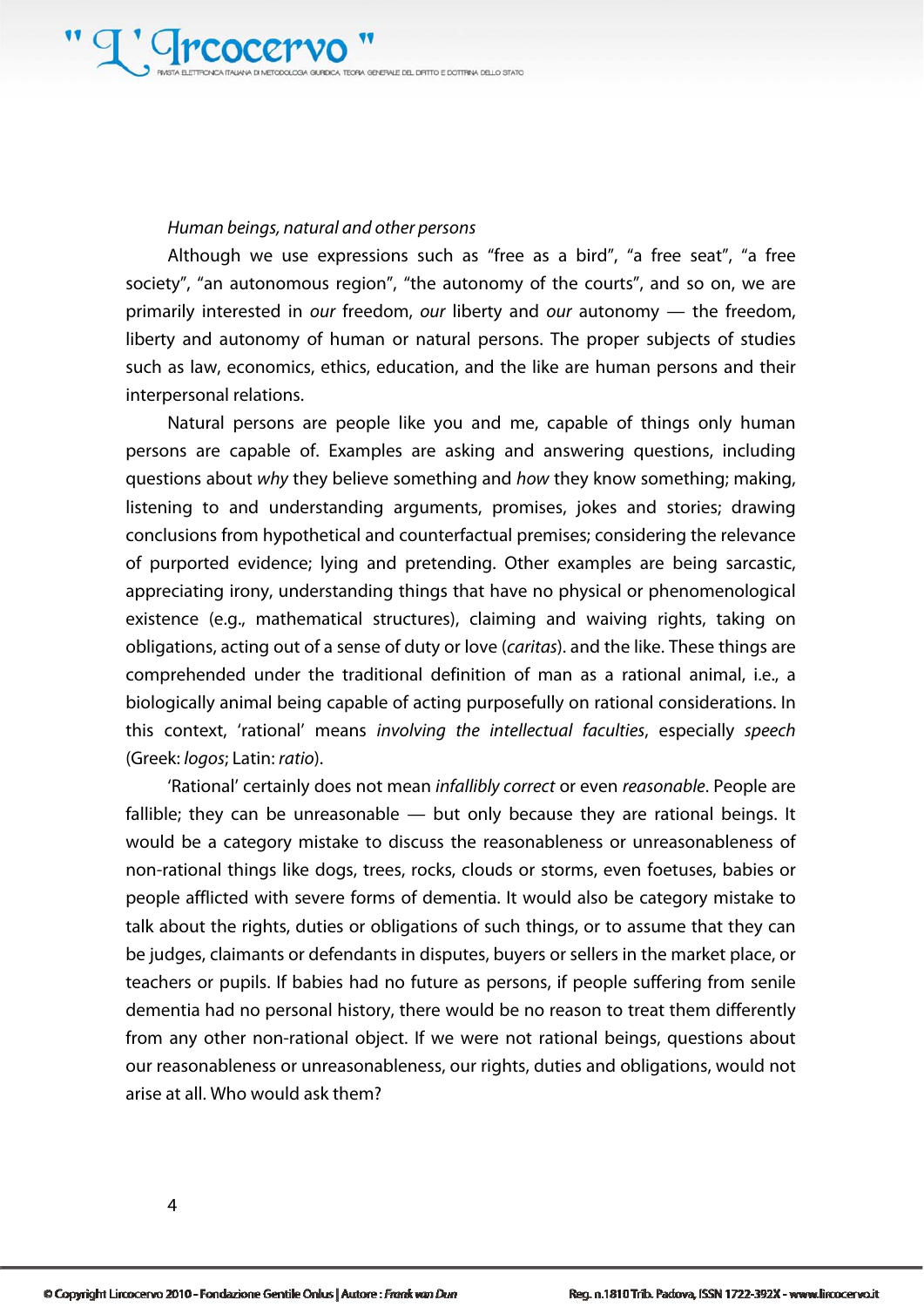*Human beings, natural and other persons*

Although we use expressions such as “free as a bird”, “a free seat”, “a free society”, “an autonomous region”, “the autonomy of the courts”, and so on, we are primarily interested in *our* freedom, *our* liberty and *our* autonomy — the freedom, liberty and autonomy of human or natural persons. The proper subjects of studies such as law, economics, ethics, education, and the like are human persons and their interpersonal relations.

Natural persons are people like you and me, capable of things only human persons are capable of. Examples are asking and answering questions, including questions about *why* they believe something and *how* they know something; making, listening to and understanding arguments, promises, jokes and stories; drawing conclusions from hypothetical and counterfactual premises; considering the relevance of purported evidence; lying and pretending. Other examples are being sarcastic, appreciating irony, understanding things that have no physical or phenomenological existence (e.g., mathematical structures), claiming and waiving rights, taking on obligations, acting out of a sense of duty or love (*caritas*). and the like. These things are comprehended under the traditional definition of man as a rational animal, i.e., a biologically animal being capable of acting purposefully on rational considerations. In this context, ‘rational’ means *involving the intellectual faculties*, especially *speech* (Greek: *logos*; Latin: *ratio*).

‘Rational’ certainly does not mean *infallibly correct* or even *reasonable*. People are fallible; they can be unreasonable — but only because they are rational beings. It would be a category mistake to discuss the reasonableness or unreasonableness of non-rational things like dogs, trees, rocks, clouds or storms, even foetuses, babies or people afflicted with severe forms of dementia. It would also be category mistake to talk about the rights, duties or obligations of such things, or to assume that they can be judges, claimants or defendants in disputes, buyers or sellers in the market place, or teachers or pupils. If babies had no future as persons, if people suffering from senile dementia had no personal history, there would be no reason to treat them differently from any other non-rational object. If we were not rational beings, questions about our reasonableness or unreasonableness, our rights, duties and obligations, would not arise at all. Who would ask them?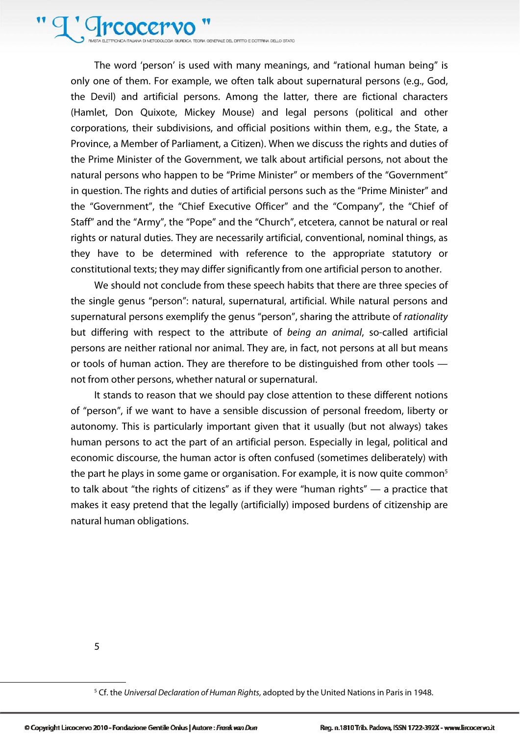The word ‘person’ is used with many meanings, and “rational human being” is only one of them. For example, we often talk about supernatural persons (e.g., God, the Devil) and artificial persons. Among the latter, there are fictional characters (Hamlet, Don Quixote, Mickey Mouse) and legal persons (political and other corporations, their subdivisions, and official positions within them, e.g., the State, a Province, a Member of Parliament, a Citizen). When we discuss the rights and duties of the Prime Minister of the Government, we talk about artificial persons, not about the natural persons who happen to be “Prime Minister” or members of the “Government” in question. The rights and duties of artificial persons such as the “Prime Minister” and the “Government”, the “Chief Executive Officer” and the “Company”, the “Chief of Staff” and the “Army”, the “Pope” and the “Church”, etcetera, cannot be natural or real rights or natural duties. They are necessarily artificial, conventional, nominal things, as they have to be determined with reference to the appropriate statutory or constitutional texts; they may differ significantly from one artificial person to another.

We should not conclude from these speech habits that there are three species of the single genus “person”: natural, supernatural, artificial. While natural persons and supernatural persons exemplify the genus “person”, sharing the attribute of *rationality* but differing with respect to the attribute of *being an animal*, so-called artificial persons are neither rational nor animal. They are, in fact, not persons at all but means or tools of human action. They are therefore to be distinguished from other tools — not from other persons, whether natural or supernatural.

It stands to reason that we should pay close attention to these different notions of “person”, if we want to have a sensible discussion of personal freedom, liberty or autonomy. This is particularly important given that it usually (but not always) takes human persons to act the part of an artificial person. Especially in legal, political and economic discourse, the human actor is often confused (sometimes deliberately) with the part he plays in some game or organisation. For example, it is now quite common[5] to talk about “the rights of citizens” as if they were “human rights” — a practice that makes it easy pretend that the legally (artificially) imposed burdens of citizenship are natural human obligations.

[5] Cf. the *Universal Declaration of Human Rights*, adopted by the United Nations in Paris in 1948.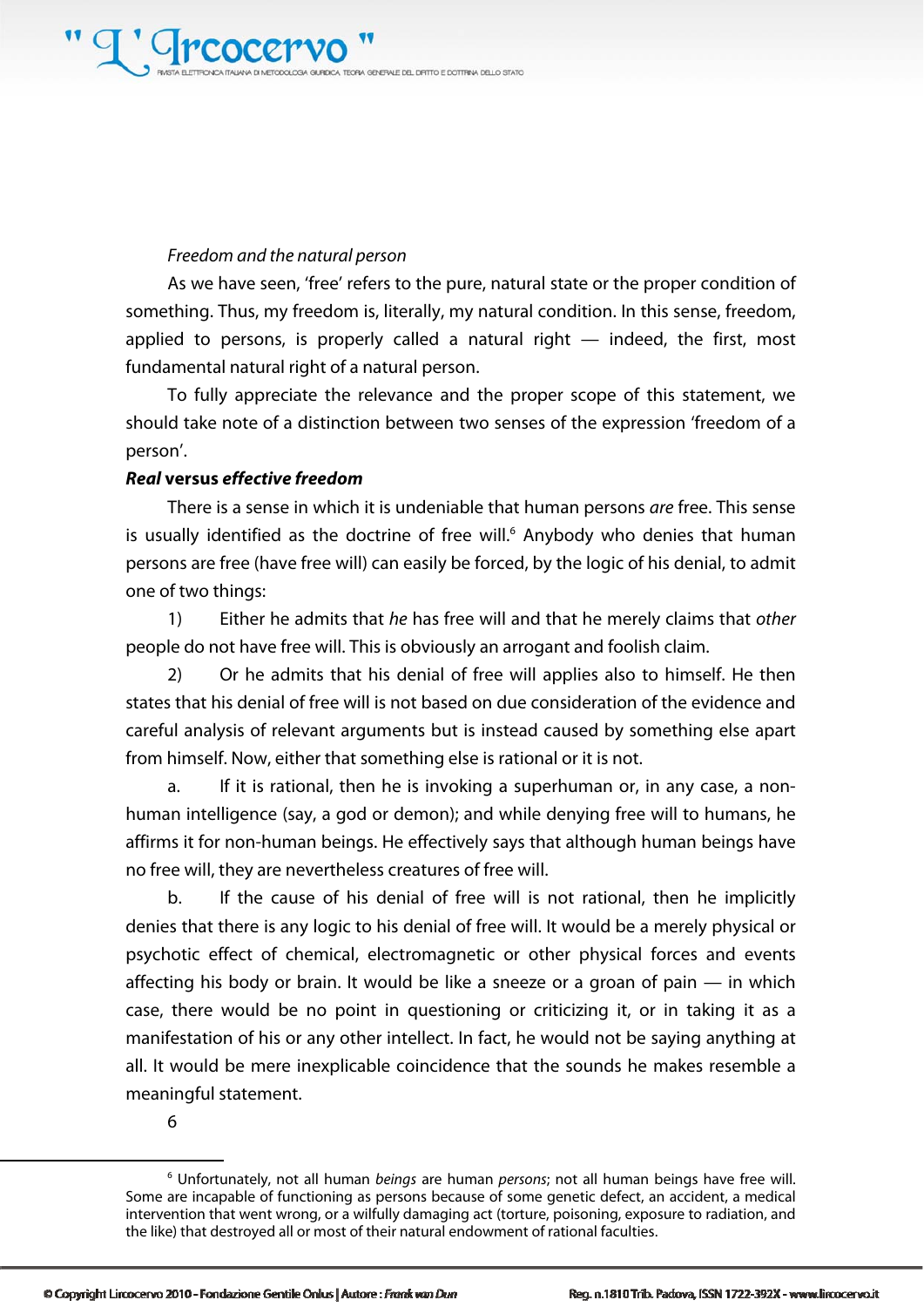*Freedom and the natural person*

As we have seen, 'free' refers to the pure, natural state or the proper condition of something. Thus, my freedom is, literally, my natural condition. In this sense, freedom, applied to persons, is properly called a natural right — indeed, the first, most fundamental natural right of a natural person.

To fully appreciate the relevance and the proper scope of this statement, we should take note of a distinction between two senses of the expression 'freedom of a person'.

***Real* versus *effective freedom***

There is a sense in which it is undeniable that human persons *are* free. This sense is usually identified as the doctrine of free will.[6] Anybody who denies that human persons are free (have free will) can easily be forced, by the logic of his denial, to admit one of two things:

1) Either he admits that *he* has free will and that he merely claims that *other* people do not have free will. This is obviously an arrogant and foolish claim.

2) Or he admits that his denial of free will applies also to himself. He then states that his denial of free will is not based on due consideration of the evidence and careful analysis of relevant arguments but is instead caused by something else apart from himself. Now, either that something else is rational or it is not.

a. If it is rational, then he is invoking a superhuman or, in any case, a non-human intelligence (say, a god or demon); and while denying free will to humans, he affirms it for non-human beings. He effectively says that although human beings have no free will, they are nevertheless creatures of free will.

b. If the cause of his denial of free will is not rational, then he implicitly denies that there is any logic to his denial of free will. It would be a merely physical or psychotic effect of chemical, electromagnetic or other physical forces and events affecting his body or brain. It would be like a sneeze or a groan of pain — in which case, there would be no point in questioning or criticizing it, or in taking it as a manifestation of his or any other intellect. In fact, he would not be saying anything at all. It would be mere inexplicable coincidence that the sounds he makes resemble a meaningful statement.

[6] Unfortunately, not all human *beings* are human *persons*; not all human beings have free will. Some are incapable of functioning as persons because of some genetic defect, an accident, a medical intervention that went wrong, or a wilfully damaging act (torture, poisoning, exposure to radiation, and the like) that destroyed all or most of their natural endowment of rational faculties.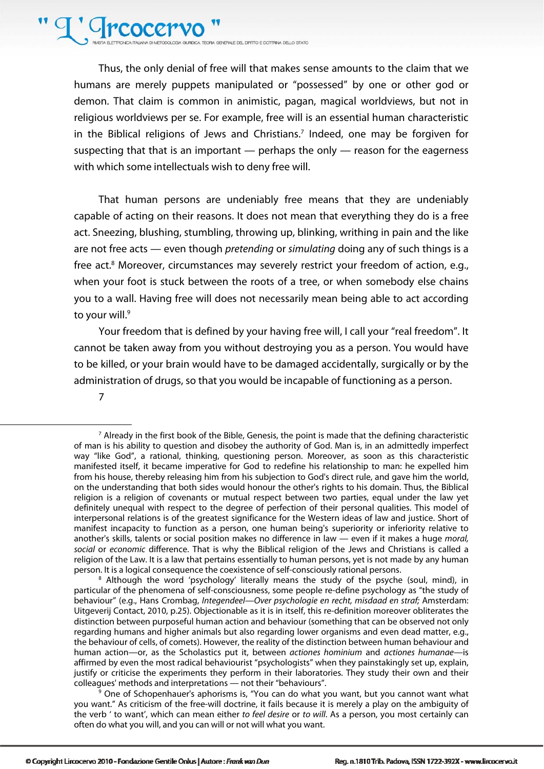Thus, the only denial of free will that makes sense amounts to the claim that we humans are merely puppets manipulated or "possessed" by one or other god or demon. That claim is common in animistic, pagan, magical worldviews, but not in religious worldviews per se. For example, free will is an essential human characteristic in the Biblical religions of Jews and Christians.[7] Indeed, one may be forgiven for suspecting that that is an important — perhaps the only — reason for the eagerness with which some intellectuals wish to deny free will.

That human persons are undeniably free means that they are undeniably capable of acting on their reasons. It does not mean that everything they do is a free act. Sneezing, blushing, stumbling, throwing up, blinking, writhing in pain and the like are not free acts — even though *pretending* or *simulating* doing any of such things is a free act.[8] Moreover, circumstances may severely restrict your freedom of action, e.g., when your foot is stuck between the roots of a tree, or when somebody else chains you to a wall. Having free will does not necessarily mean being able to act according to your will.[9]

Your freedom that is defined by your having free will, I call your "real freedom". It cannot be taken away from you without destroying you as a person. You would have to be killed, or your brain would have to be damaged accidentally, surgically or by the administration of drugs, so that you would be incapable of functioning as a person.

---

[7] Already in the first book of the Bible, Genesis, the point is made that the defining characteristic of man is his ability to question and disobey the authority of God. Man is, in an admittedly imperfect way "like God", a rational, thinking, questioning person. Moreover, as soon as this characteristic manifested itself, it became imperative for God to redefine his relationship to man: he expelled him from his house, thereby releasing him from his subjection to God's direct rule, and gave him the world, on the understanding that both sides would honour the other's rights to his domain. Thus, the Biblical religion is a religion of covenants or mutual respect between two parties, equal under the law yet definitely unequal with respect to the degree of perfection of their personal qualities. This model of interpersonal relations is of the greatest significance for the Western ideas of law and justice. Short of manifest incapacity to function as a person, one human being's superiority or inferiority relative to another's skills, talents or social position makes no difference in law — even if it makes a huge *moral, social* or *economic* difference. That is why the Biblical religion of the Jews and Christians is called a religion of the Law. It is a law that pertains essentially to human persons, yet is not made by any human person. It is a logical consequence the coexistence of self-consciously rational persons.

[8] Although the word 'psychology' literally means the study of the psyche (soul, mind), in particular of the phenomena of self-consciousness, some people re-define psychology as "the study of behaviour" (e.g., Hans Crombag, *Integendeel—Over psychologie en recht, misdaad en straf;* Amsterdam: Uitgeverij Contact, 2010, p.25). Objectionable as it is in itself, this re-definition moreover obliterates the distinction between purposeful human action and behaviour (something that can be observed not only regarding humans and higher animals but also regarding lower organisms and even dead matter, e.g., the behaviour of cells, of comets). However, the reality of the distinction between human behaviour and human action—or, as the Scholastics put it, between *actiones hominium* and *actiones humanae*—is affirmed by even the most radical behaviourist "psychologists" when they painstakingly set up, explain, justify or criticise the experiments they perform in their laboratories. They study their own and their colleagues' methods and interpretations — not their "behaviours".

[9] One of Schopenhauer's aphorisms is, "You can do what you want, but you cannot want what you want." As criticism of the free-will doctrine, it fails because it is merely a play on the ambiguity of the verb ' to want', which can mean either *to feel desire* or *to will*. As a person, you most certainly can often do what you will, and you can will or not will what you want.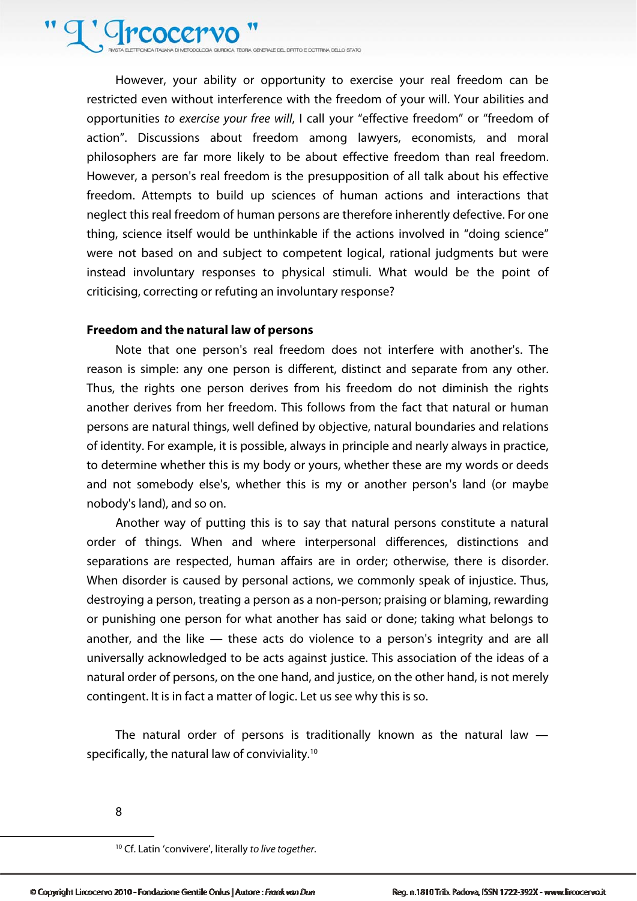However, your ability or opportunity to exercise your real freedom can be restricted even without interference with the freedom of your will. Your abilities and opportunities *to exercise your free will*, I call your "effective freedom" or "freedom of action". Discussions about freedom among lawyers, economists, and moral philosophers are far more likely to be about effective freedom than real freedom. However, a person's real freedom is the presupposition of all talk about his effective freedom. Attempts to build up sciences of human actions and interactions that neglect this real freedom of human persons are therefore inherently defective. For one thing, science itself would be unthinkable if the actions involved in "doing science" were not based on and subject to competent logical, rational judgments but were instead involuntary responses to physical stimuli. What would be the point of criticising, correcting or refuting an involuntary response?

**Freedom and the natural law of persons**

Note that one person's real freedom does not interfere with another's. The reason is simple: any one person is different, distinct and separate from any other. Thus, the rights one person derives from his freedom do not diminish the rights another derives from her freedom. This follows from the fact that natural or human persons are natural things, well defined by objective, natural boundaries and relations of identity. For example, it is possible, always in principle and nearly always in practice, to determine whether this is my body or yours, whether these are my words or deeds and not somebody else's, whether this is my or another person's land (or maybe nobody's land), and so on.

Another way of putting this is to say that natural persons constitute a natural order of things. When and where interpersonal differences, distinctions and separations are respected, human affairs are in order; otherwise, there is disorder. When disorder is caused by personal actions, we commonly speak of injustice. Thus, destroying a person, treating a person as a non-person; praising or blaming, rewarding or punishing one person for what another has said or done; taking what belongs to another, and the like — these acts do violence to a person's integrity and are all universally acknowledged to be acts against justice. This association of the ideas of a natural order of persons, on the one hand, and justice, on the other hand, is not merely contingent. It is in fact a matter of logic. Let us see why this is so.

The natural order of persons is traditionally known as the natural law — specifically, the natural law of conviviality.[10]

[10] Cf. Latin 'convivere', literally *to live together*.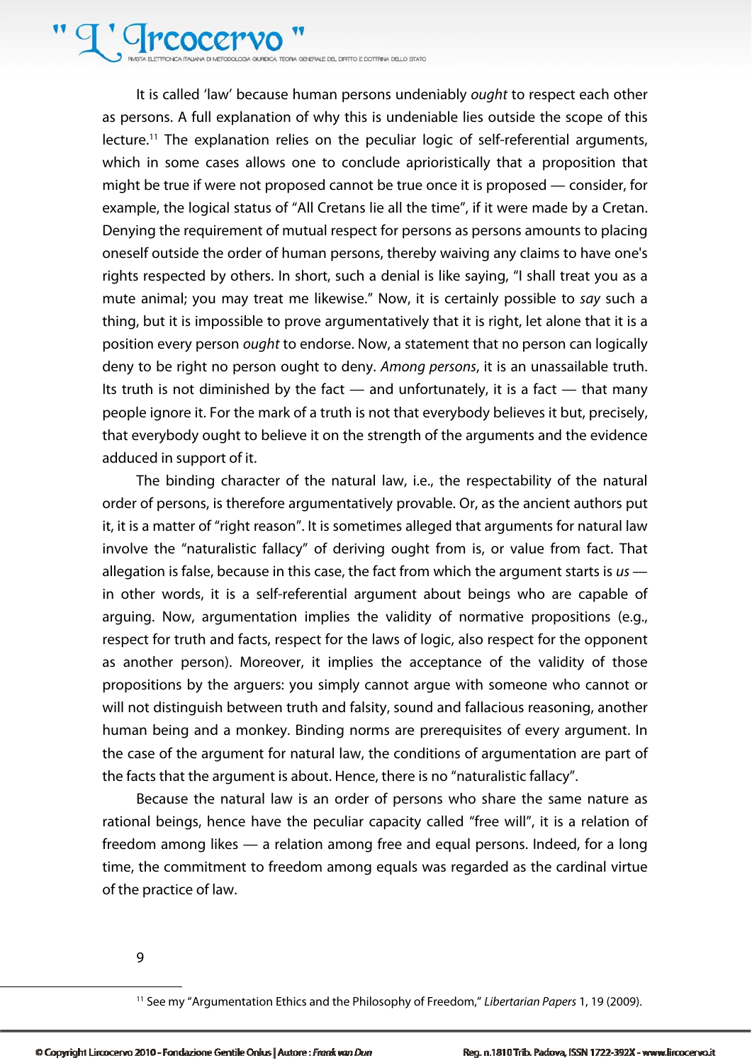It is called 'law' because human persons undeniably *ought* to respect each other as persons. A full explanation of why this is undeniable lies outside the scope of this lecture.[11] The explanation relies on the peculiar logic of self-referential arguments, which in some cases allows one to conclude aprioristically that a proposition that might be true if were not proposed cannot be true once it is proposed — consider, for example, the logical status of "All Cretans lie all the time", if it were made by a Cretan. Denying the requirement of mutual respect for persons as persons amounts to placing oneself outside the order of human persons, thereby waiving any claims to have one's rights respected by others. In short, such a denial is like saying, "I shall treat you as a mute animal; you may treat me likewise." Now, it is certainly possible to *say* such a thing, but it is impossible to prove argumentatively that it is right, let alone that it is a position every person *ought* to endorse. Now, a statement that no person can logically deny to be right no person ought to deny. *Among persons*, it is an unassailable truth. Its truth is not diminished by the fact — and unfortunately, it is a fact — that many people ignore it. For the mark of a truth is not that everybody believes it but, precisely, that everybody ought to believe it on the strength of the arguments and the evidence adduced in support of it.

The binding character of the natural law, i.e., the respectability of the natural order of persons, is therefore argumentatively provable. Or, as the ancient authors put it, it is a matter of "right reason". It is sometimes alleged that arguments for natural law involve the "naturalistic fallacy" of deriving ought from is, or value from fact. That allegation is false, because in this case, the fact from which the argument starts is *us* — in other words, it is a self-referential argument about beings who are capable of arguing. Now, argumentation implies the validity of normative propositions (e.g., respect for truth and facts, respect for the laws of logic, also respect for the opponent as another person). Moreover, it implies the acceptance of the validity of those propositions by the arguers: you simply cannot argue with someone who cannot or will not distinguish between truth and falsity, sound and fallacious reasoning, another human being and a monkey. Binding norms are prerequisites of every argument. In the case of the argument for natural law, the conditions of argumentation are part of the facts that the argument is about. Hence, there is no "naturalistic fallacy".

Because the natural law is an order of persons who share the same nature as rational beings, hence have the peculiar capacity called "free will", it is a relation of freedom among likes — a relation among free and equal persons. Indeed, for a long time, the commitment to freedom among equals was regarded as the cardinal virtue of the practice of law.

---

[11] See my "Argumentation Ethics and the Philosophy of Freedom," *Libertarian Papers* 1, 19 (2009).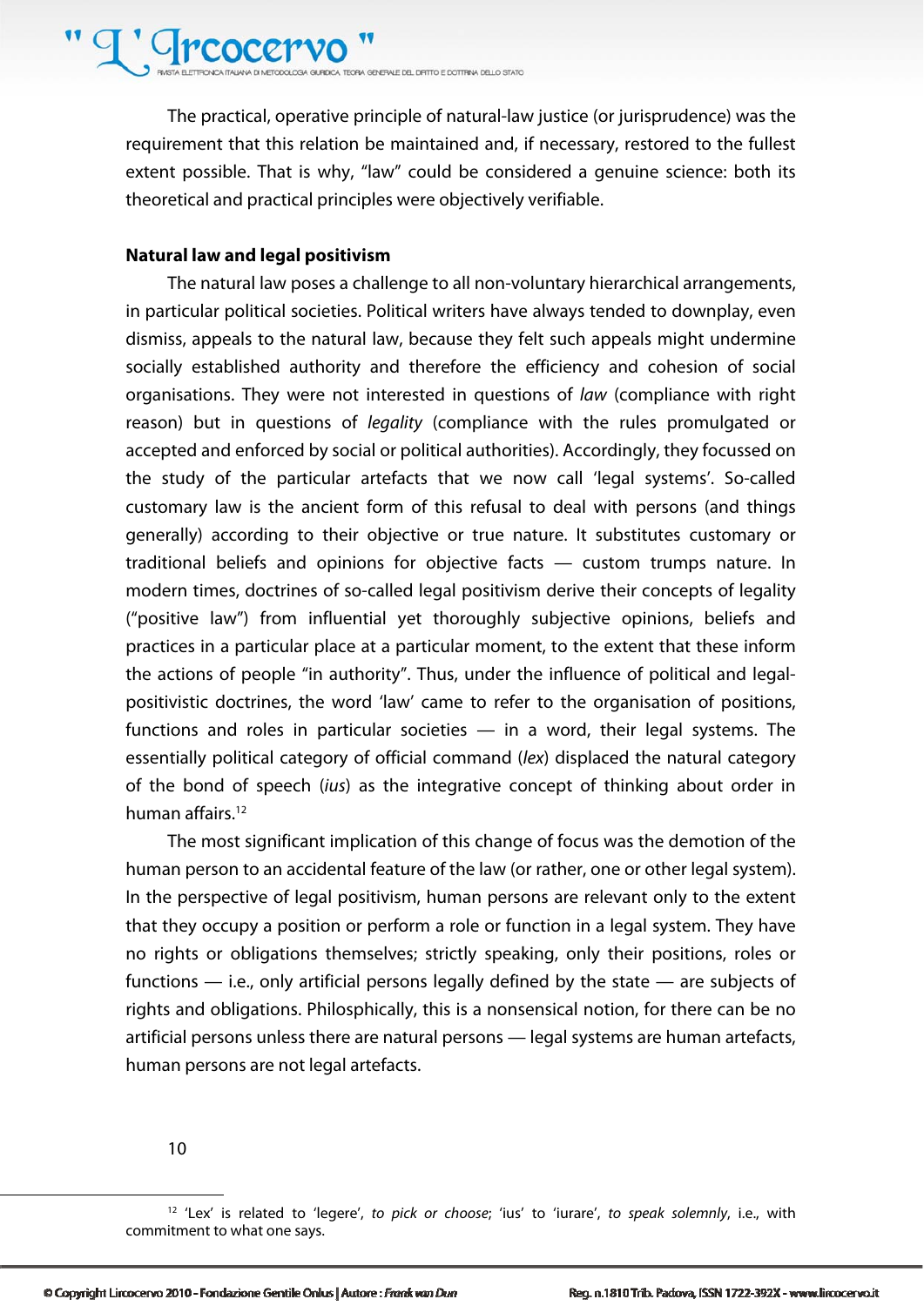The practical, operative principle of natural-law justice (or jurisprudence) was the requirement that this relation be maintained and, if necessary, restored to the fullest extent possible. That is why, "law" could be considered a genuine science: both its theoretical and practical principles were objectively verifiable.

**Natural law and legal positivism**

The natural law poses a challenge to all non-voluntary hierarchical arrangements, in particular political societies. Political writers have always tended to downplay, even dismiss, appeals to the natural law, because they felt such appeals might undermine socially established authority and therefore the efficiency and cohesion of social organisations. They were not interested in questions of *law* (compliance with right reason) but in questions of *legality* (compliance with the rules promulgated or accepted and enforced by social or political authorities). Accordingly, they focussed on the study of the particular artefacts that we now call 'legal systems'. So-called customary law is the ancient form of this refusal to deal with persons (and things generally) according to their objective or true nature. It substitutes customary or traditional beliefs and opinions for objective facts — custom trumps nature. In modern times, doctrines of so-called legal positivism derive their concepts of legality ("positive law") from influential yet thoroughly subjective opinions, beliefs and practices in a particular place at a particular moment, to the extent that these inform the actions of people "in authority". Thus, under the influence of political and legal-positivistic doctrines, the word 'law' came to refer to the organisation of positions, functions and roles in particular societies — in a word, their legal systems. The essentially political category of official command (*lex*) displaced the natural category of the bond of speech (*ius*) as the integrative concept of thinking about order in human affairs.[12]

The most significant implication of this change of focus was the demotion of the human person to an accidental feature of the law (or rather, one or other legal system). In the perspective of legal positivism, human persons are relevant only to the extent that they occupy a position or perform a role or function in a legal system. They have no rights or obligations themselves; strictly speaking, only their positions, roles or functions — i.e., only artificial persons legally defined by the state — are subjects of rights and obligations. Philosphically, this is a nonsensical notion, for there can be no artificial persons unless there are natural persons — legal systems are human artefacts, human persons are not legal artefacts.

[12] 'Lex' is related to 'legere', *to pick or choose*; 'ius' to 'iurare', *to speak solemnly*, i.e., with commitment to what one says.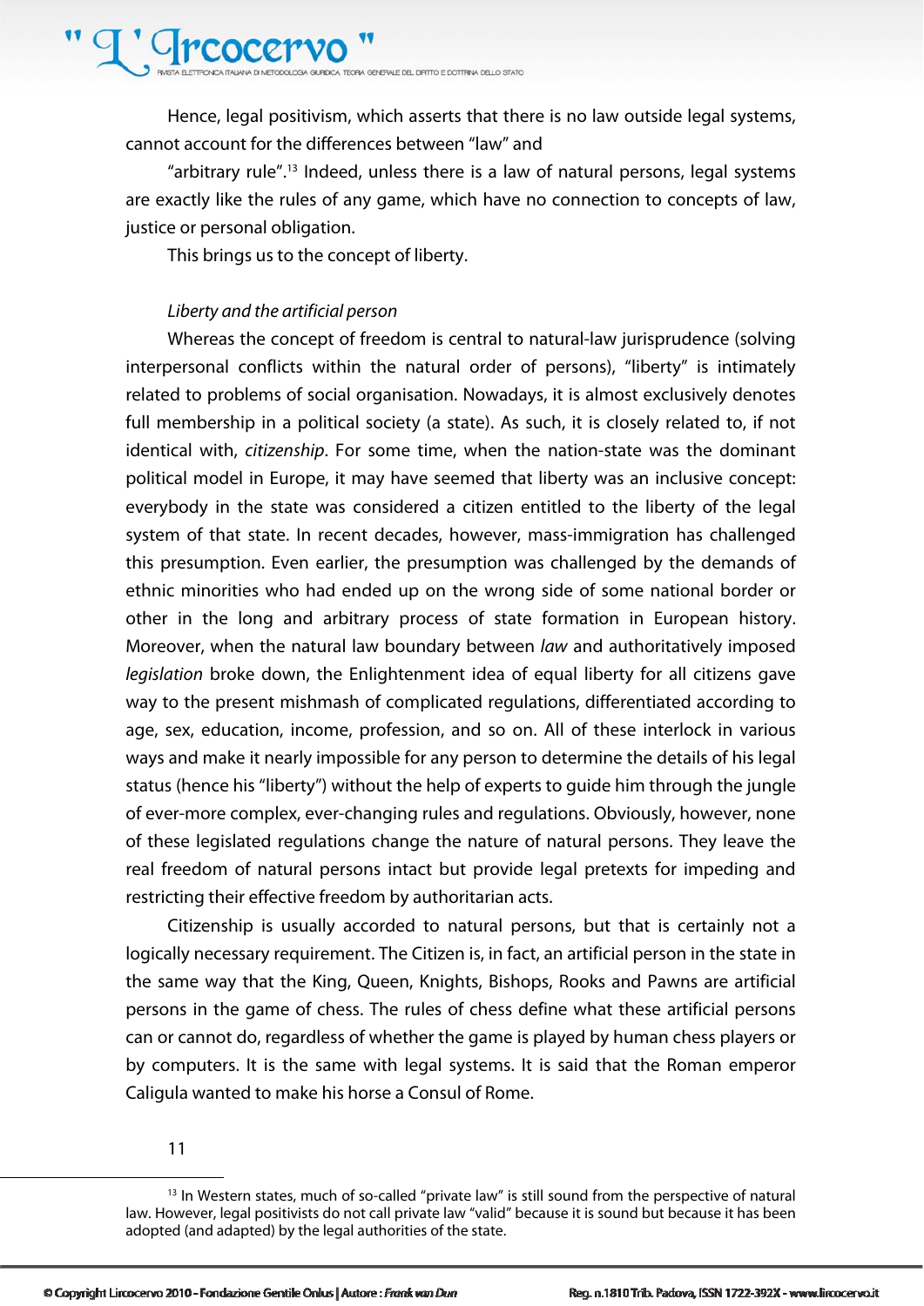Hence, legal positivism, which asserts that there is no law outside legal systems, cannot account for the differences between "law" and

"arbitrary rule".[13] Indeed, unless there is a law of natural persons, legal systems are exactly like the rules of any game, which have no connection to concepts of law, justice or personal obligation.

This brings us to the concept of liberty.

*Liberty and the artificial person*

Whereas the concept of freedom is central to natural-law jurisprudence (solving interpersonal conflicts within the natural order of persons), "liberty" is intimately related to problems of social organisation. Nowadays, it is almost exclusively denotes full membership in a political society (a state). As such, it is closely related to, if not identical with, *citizenship*. For some time, when the nation-state was the dominant political model in Europe, it may have seemed that liberty was an inclusive concept: everybody in the state was considered a citizen entitled to the liberty of the legal system of that state. In recent decades, however, mass-immigration has challenged this presumption. Even earlier, the presumption was challenged by the demands of ethnic minorities who had ended up on the wrong side of some national border or other in the long and arbitrary process of state formation in European history. Moreover, when the natural law boundary between *law* and authoritatively imposed *legislation* broke down, the Enlightenment idea of equal liberty for all citizens gave way to the present mishmash of complicated regulations, differentiated according to age, sex, education, income, profession, and so on. All of these interlock in various ways and make it nearly impossible for any person to determine the details of his legal status (hence his "liberty") without the help of experts to guide him through the jungle of ever-more complex, ever-changing rules and regulations. Obviously, however, none of these legislated regulations change the nature of natural persons. They leave the real freedom of natural persons intact but provide legal pretexts for impeding and restricting their effective freedom by authoritarian acts.

Citizenship is usually accorded to natural persons, but that is certainly not a logically necessary requirement. The Citizen is, in fact, an artificial person in the state in the same way that the King, Queen, Knights, Bishops, Rooks and Pawns are artificial persons in the game of chess. The rules of chess define what these artificial persons can or cannot do, regardless of whether the game is played by human chess players or by computers. It is the same with legal systems. It is said that the Roman emperor Caligula wanted to make his horse a Consul of Rome.

[13] In Western states, much of so-called "private law" is still sound from the perspective of natural law. However, legal positivists do not call private law "valid" because it is sound but because it has been adopted (and adapted) by the legal authorities of the state.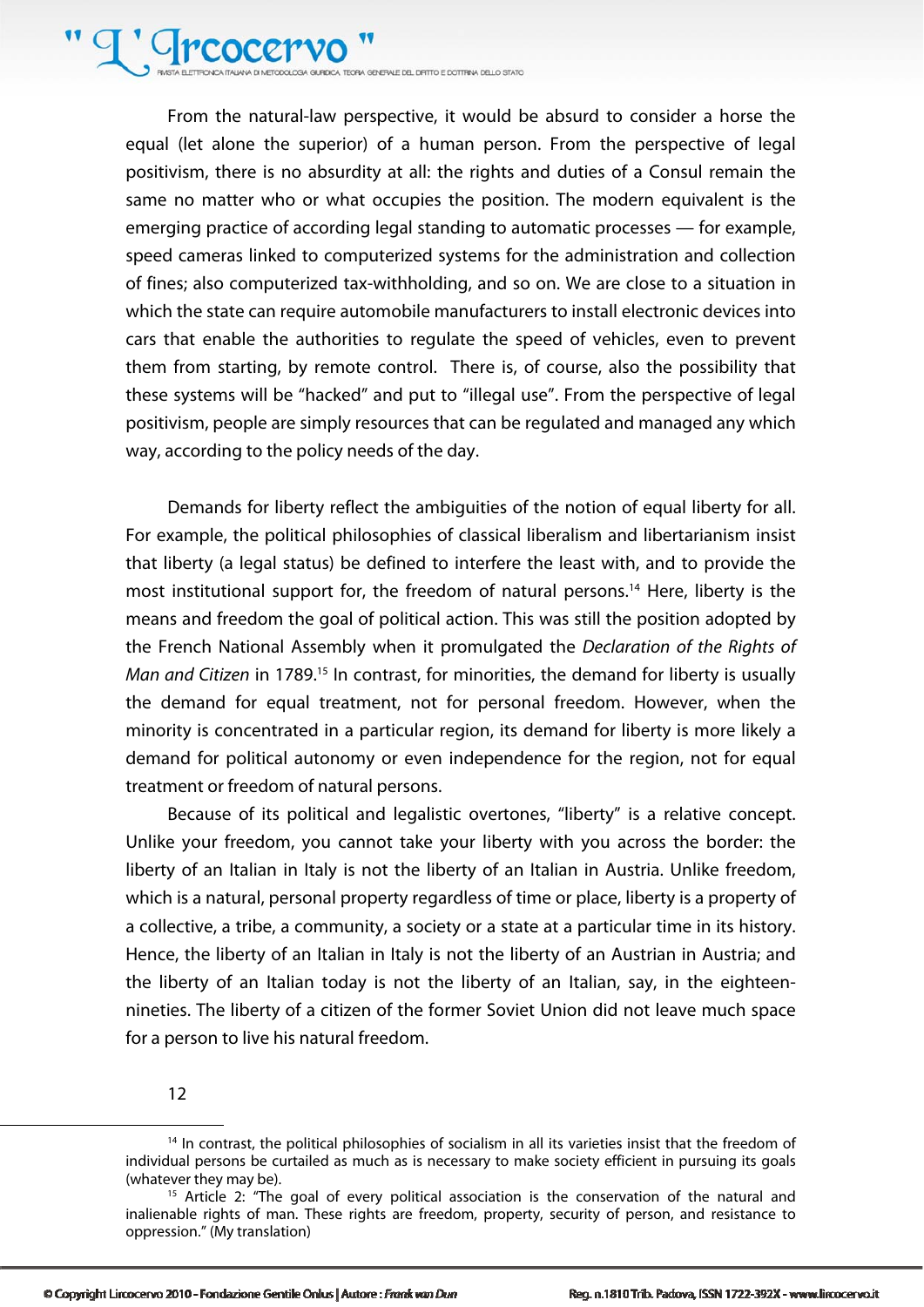From the natural-law perspective, it would be absurd to consider a horse the equal (let alone the superior) of a human person. From the perspective of legal positivism, there is no absurdity at all: the rights and duties of a Consul remain the same no matter who or what occupies the position. The modern equivalent is the emerging practice of according legal standing to automatic processes — for example, speed cameras linked to computerized systems for the administration and collection of fines; also computerized tax-withholding, and so on. We are close to a situation in which the state can require automobile manufacturers to install electronic devices into cars that enable the authorities to regulate the speed of vehicles, even to prevent them from starting, by remote control. There is, of course, also the possibility that these systems will be "hacked" and put to "illegal use". From the perspective of legal positivism, people are simply resources that can be regulated and managed any which way, according to the policy needs of the day.

Demands for liberty reflect the ambiguities of the notion of equal liberty for all. For example, the political philosophies of classical liberalism and libertarianism insist that liberty (a legal status) be defined to interfere the least with, and to provide the most institutional support for, the freedom of natural persons.[14] Here, liberty is the means and freedom the goal of political action. This was still the position adopted by the French National Assembly when it promulgated the *Declaration of the Rights of Man and Citizen* in 1789.[15] In contrast, for minorities, the demand for liberty is usually the demand for equal treatment, not for personal freedom. However, when the minority is concentrated in a particular region, its demand for liberty is more likely a demand for political autonomy or even independence for the region, not for equal treatment or freedom of natural persons.

Because of its political and legalistic overtones, "liberty" is a relative concept. Unlike your freedom, you cannot take your liberty with you across the border: the liberty of an Italian in Italy is not the liberty of an Italian in Austria. Unlike freedom, which is a natural, personal property regardless of time or place, liberty is a property of a collective, a tribe, a community, a society or a state at a particular time in its history. Hence, the liberty of an Italian in Italy is not the liberty of an Austrian in Austria; and the liberty of an Italian today is not the liberty of an Italian, say, in the eighteen-nineties. The liberty of a citizen of the former Soviet Union did not leave much space for a person to live his natural freedom.

[14] In contrast, the political philosophies of socialism in all its varieties insist that the freedom of individual persons be curtailed as much as is necessary to make society efficient in pursuing its goals (whatever they may be).

[15] Article 2: "The goal of every political association is the conservation of the natural and inalienable rights of man. These rights are freedom, property, security of person, and resistance to oppression." (My translation)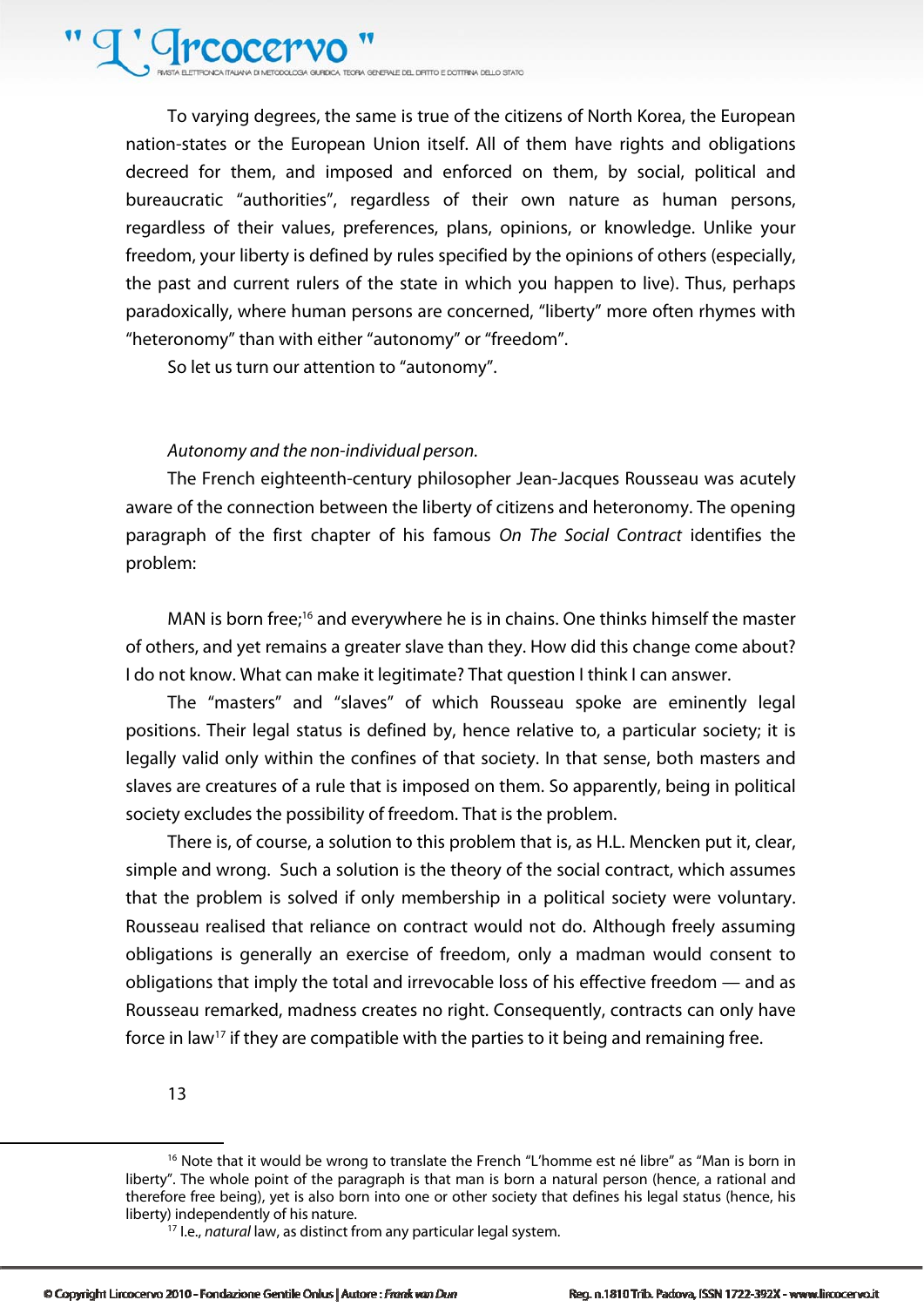To varying degrees, the same is true of the citizens of North Korea, the European nation-states or the European Union itself. All of them have rights and obligations decreed for them, and imposed and enforced on them, by social, political and bureaucratic "authorities", regardless of their own nature as human persons, regardless of their values, preferences, plans, opinions, or knowledge. Unlike your freedom, your liberty is defined by rules specified by the opinions of others (especially, the past and current rulers of the state in which you happen to live). Thus, perhaps paradoxically, where human persons are concerned, "liberty" more often rhymes with "heteronomy" than with either "autonomy" or "freedom".

So let us turn our attention to "autonomy".

*Autonomy and the non-individual person.*

The French eighteenth-century philosopher Jean-Jacques Rousseau was acutely aware of the connection between the liberty of citizens and heteronomy. The opening paragraph of the first chapter of his famous *On The Social Contract* identifies the problem:

MAN is born free;[16] and everywhere he is in chains. One thinks himself the master of others, and yet remains a greater slave than they. How did this change come about? I do not know. What can make it legitimate? That question I think I can answer.

The "masters" and "slaves" of which Rousseau spoke are eminently legal positions. Their legal status is defined by, hence relative to, a particular society; it is legally valid only within the confines of that society. In that sense, both masters and slaves are creatures of a rule that is imposed on them. So apparently, being in political society excludes the possibility of freedom. That is the problem.

There is, of course, a solution to this problem that is, as H.L. Mencken put it, clear, simple and wrong. Such a solution is the theory of the social contract, which assumes that the problem is solved if only membership in a political society were voluntary. Rousseau realised that reliance on contract would not do. Although freely assuming obligations is generally an exercise of freedom, only a madman would consent to obligations that imply the total and irrevocable loss of his effective freedom — and as Rousseau remarked, madness creates no right. Consequently, contracts can only have force in law[17] if they are compatible with the parties to it being and remaining free.

[16] Note that it would be wrong to translate the French "L'homme est né libre" as "Man is born in liberty". The whole point of the paragraph is that man is born a natural person (hence, a rational and therefore free being), yet is also born into one or other society that defines his legal status (hence, his liberty) independently of his nature.

[17] I.e., *natural* law, as distinct from any particular legal system.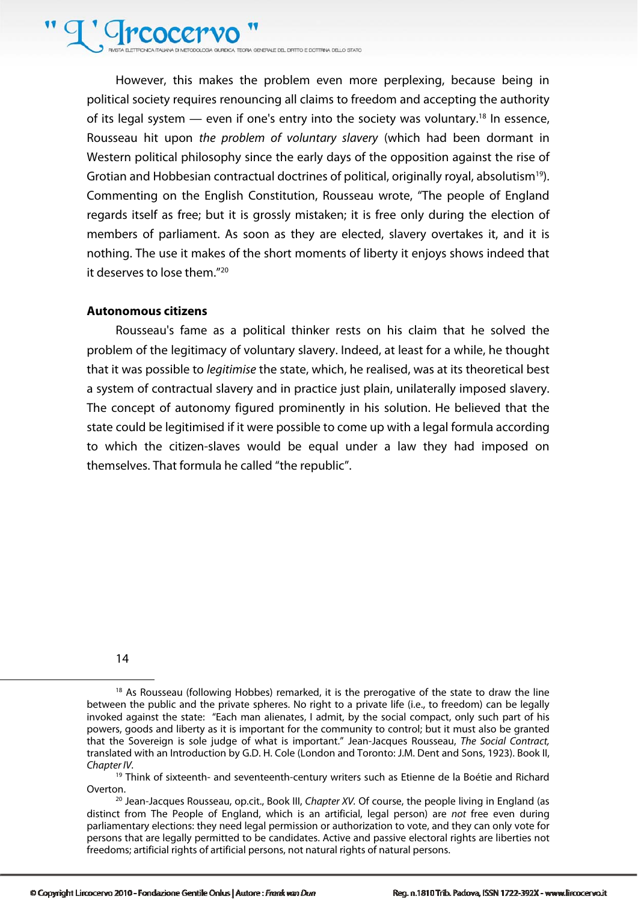However, this makes the problem even more perplexing, because being in political society requires renouncing all claims to freedom and accepting the authority of its legal system — even if one's entry into the society was voluntary.[18] In essence, Rousseau hit upon *the problem of voluntary slavery* (which had been dormant in Western political philosophy since the early days of the opposition against the rise of Grotian and Hobbesian contractual doctrines of political, originally royal, absolutism[19]). Commenting on the English Constitution, Rousseau wrote, "The people of England regards itself as free; but it is grossly mistaken; it is free only during the election of members of parliament. As soon as they are elected, slavery overtakes it, and it is nothing. The use it makes of the short moments of liberty it enjoys shows indeed that it deserves to lose them."[20]

**Autonomous citizens**

Rousseau's fame as a political thinker rests on his claim that he solved the problem of the legitimacy of voluntary slavery. Indeed, at least for a while, he thought that it was possible to *legitimise* the state, which, he realised, was at its theoretical best a system of contractual slavery and in practice just plain, unilaterally imposed slavery. The concept of autonomy figured prominently in his solution. He believed that the state could be legitimised if it were possible to come up with a legal formula according to which the citizen-slaves would be equal under a law they had imposed on themselves. That formula he called "the republic".

---

[18] As Rousseau (following Hobbes) remarked, it is the prerogative of the state to draw the line between the public and the private spheres. No right to a private life (i.e., to freedom) can be legally invoked against the state: "Each man alienates, I admit, by the social compact, only such part of his powers, goods and liberty as it is important for the community to control; but it must also be granted that the Sovereign is sole judge of what is important." Jean-Jacques Rousseau, *The Social Contract,* translated with an Introduction by G.D. H. Cole (London and Toronto: J.M. Dent and Sons, 1923). Book II, *Chapter IV*.

[19] Think of sixteenth- and seventeenth-century writers such as Etienne de la Boétie and Richard Overton.

[20] Jean-Jacques Rousseau, op.cit., Book III, *Chapter XV.* Of course, the people living in England (as distinct from The People of England, which is an artificial, legal person) are *not* free even during parliamentary elections: they need legal permission or authorization to vote, and they can only vote for persons that are legally permitted to be candidates. Active and passive electoral rights are liberties not freedoms; artificial rights of artificial persons, not natural rights of natural persons.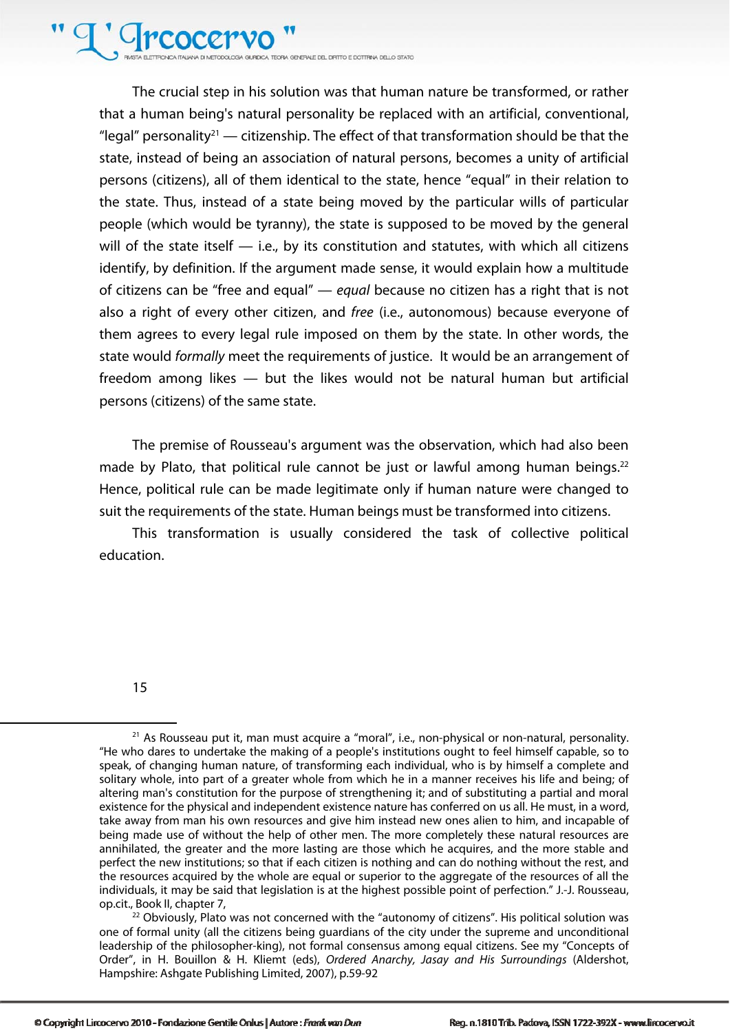The crucial step in his solution was that human nature be transformed, or rather that a human being's natural personality be replaced with an artificial, conventional, "legal" personality[21] — citizenship. The effect of that transformation should be that the state, instead of being an association of natural persons, becomes a unity of artificial persons (citizens), all of them identical to the state, hence "equal" in their relation to the state. Thus, instead of a state being moved by the particular wills of particular people (which would be tyranny), the state is supposed to be moved by the general will of the state itself — i.e., by its constitution and statutes, with which all citizens identify, by definition. If the argument made sense, it would explain how a multitude of citizens can be "free and equal" — *equal* because no citizen has a right that is not also a right of every other citizen, and *free* (i.e., autonomous) because everyone of them agrees to every legal rule imposed on them by the state. In other words, the state would *formally* meet the requirements of justice. It would be an arrangement of freedom among likes — but the likes would not be natural human but artificial persons (citizens) of the same state.

The premise of Rousseau's argument was the observation, which had also been made by Plato, that political rule cannot be just or lawful among human beings.[22] Hence, political rule can be made legitimate only if human nature were changed to suit the requirements of the state. Human beings must be transformed into citizens.

This transformation is usually considered the task of collective political education.

---

[21] As Rousseau put it, man must acquire a "moral", i.e., non-physical or non-natural, personality. "He who dares to undertake the making of a people's institutions ought to feel himself capable, so to speak, of changing human nature, of transforming each individual, who is by himself a complete and solitary whole, into part of a greater whole from which he in a manner receives his life and being; of altering man's constitution for the purpose of strengthening it; and of substituting a partial and moral existence for the physical and independent existence nature has conferred on us all. He must, in a word, take away from man his own resources and give him instead new ones alien to him, and incapable of being made use of without the help of other men. The more completely these natural resources are annihilated, the greater and the more lasting are those which he acquires, and the more stable and perfect the new institutions; so that if each citizen is nothing and can do nothing without the rest, and the resources acquired by the whole are equal or superior to the aggregate of the resources of all the individuals, it may be said that legislation is at the highest possible point of perfection." J.-J. Rousseau, op.cit., Book II, chapter 7,

[22] Obviously, Plato was not concerned with the "autonomy of citizens". His political solution was one of formal unity (all the citizens being guardians of the city under the supreme and unconditional leadership of the philosopher-king), not formal consensus among equal citizens. See my "Concepts of Order", in H. Bouillon & H. Kliemt (eds), *Ordered Anarchy, Jasay and His Surroundings* (Aldershot, Hampshire: Ashgate Publishing Limited, 2007), p.59-92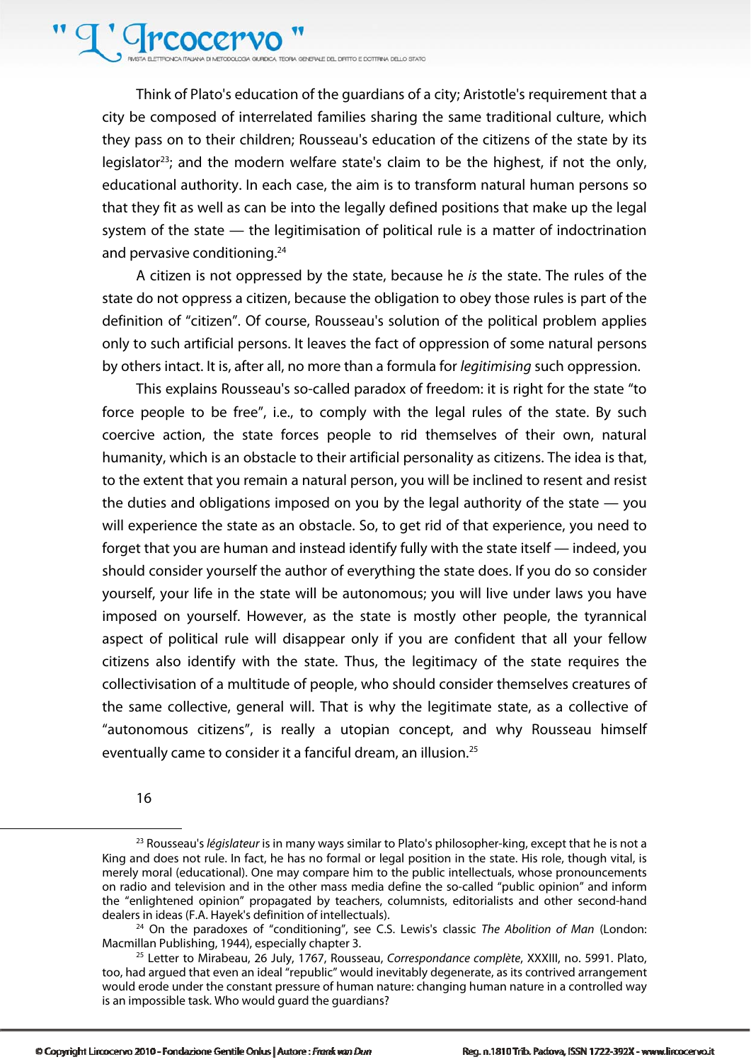Think of Plato's education of the guardians of a city; Aristotle's requirement that a city be composed of interrelated families sharing the same traditional culture, which they pass on to their children; Rousseau's education of the citizens of the state by its legislator[23]; and the modern welfare state's claim to be the highest, if not the only, educational authority. In each case, the aim is to transform natural human persons so that they fit as well as can be into the legally defined positions that make up the legal system of the state — the legitimisation of political rule is a matter of indoctrination and pervasive conditioning.[24]

A citizen is not oppressed by the state, because he *is* the state. The rules of the state do not oppress a citizen, because the obligation to obey those rules is part of the definition of "citizen". Of course, Rousseau's solution of the political problem applies only to such artificial persons. It leaves the fact of oppression of some natural persons by others intact. It is, after all, no more than a formula for *legitimising* such oppression.

This explains Rousseau's so-called paradox of freedom: it is right for the state "to force people to be free", i.e., to comply with the legal rules of the state. By such coercive action, the state forces people to rid themselves of their own, natural humanity, which is an obstacle to their artificial personality as citizens. The idea is that, to the extent that you remain a natural person, you will be inclined to resent and resist the duties and obligations imposed on you by the legal authority of the state — you will experience the state as an obstacle. So, to get rid of that experience, you need to forget that you are human and instead identify fully with the state itself — indeed, you should consider yourself the author of everything the state does. If you do so consider yourself, your life in the state will be autonomous; you will live under laws you have imposed on yourself. However, as the state is mostly other people, the tyrannical aspect of political rule will disappear only if you are confident that all your fellow citizens also identify with the state. Thus, the legitimacy of the state requires the collectivisation of a multitude of people, who should consider themselves creatures of the same collective, general will. That is why the legitimate state, as a collective of "autonomous citizens", is really a utopian concept, and why Rousseau himself eventually came to consider it a fanciful dream, an illusion.[25]

---

[23] Rousseau's *législateur* is in many ways similar to Plato's philosopher-king, except that he is not a King and does not rule. In fact, he has no formal or legal position in the state. His role, though vital, is merely moral (educational). One may compare him to the public intellectuals, whose pronouncements on radio and television and in the other mass media define the so-called "public opinion" and inform the "enlightened opinion" propagated by teachers, columnists, editorialists and other second-hand dealers in ideas (F.A. Hayek's definition of intellectuals).

[24] On the paradoxes of "conditioning", see C.S. Lewis's classic *The Abolition of Man* (London: Macmillan Publishing, 1944), especially chapter 3.

[25] Letter to Mirabeau, 26 July, 1767, Rousseau, *Correspondance complète*, XXXIII, no. 5991. Plato, too, had argued that even an ideal "republic" would inevitably degenerate, as its contrived arrangement would erode under the constant pressure of human nature: changing human nature in a controlled way is an impossible task. Who would guard the guardians?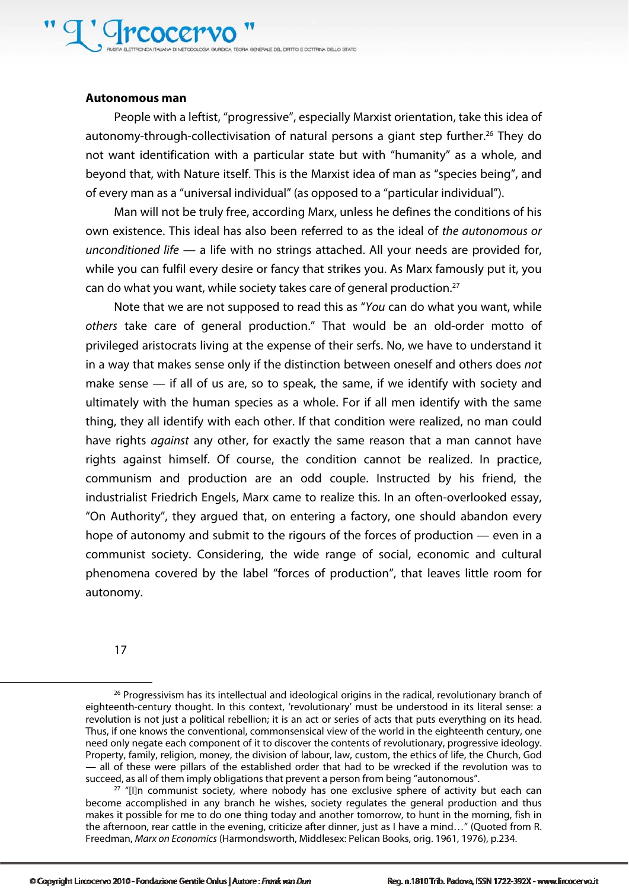**Autonomous man**

People with a leftist, "progressive", especially Marxist orientation, take this idea of autonomy-through-collectivisation of natural persons a giant step further.[26] They do not want identification with a particular state but with "humanity" as a whole, and beyond that, with Nature itself. This is the Marxist idea of man as "species being", and of every man as a "universal individual" (as opposed to a "particular individual").

Man will not be truly free, according Marx, unless he defines the conditions of his own existence. This ideal has also been referred to as the ideal of *the autonomous or unconditioned life* — a life with no strings attached. All your needs are provided for, while you can fulfil every desire or fancy that strikes you. As Marx famously put it, you can do what you want, while society takes care of general production.[27]

Note that we are not supposed to read this as "*You* can do what you want, while *others* take care of general production." That would be an old-order motto of privileged aristocrats living at the expense of their serfs. No, we have to understand it in a way that makes sense only if the distinction between oneself and others does *not* make sense — if all of us are, so to speak, the same, if we identify with society and ultimately with the human species as a whole. For if all men identify with the same thing, they all identify with each other. If that condition were realized, no man could have rights *against* any other, for exactly the same reason that a man cannot have rights against himself. Of course, the condition cannot be realized. In practice, communism and production are an odd couple. Instructed by his friend, the industrialist Friedrich Engels, Marx came to realize this. In an often-overlooked essay, "On Authority", they argued that, on entering a factory, one should abandon every hope of autonomy and submit to the rigours of the forces of production — even in a communist society. Considering, the wide range of social, economic and cultural phenomena covered by the label "forces of production", that leaves little room for autonomy.

---

[26] Progressivism has its intellectual and ideological origins in the radical, revolutionary branch of eighteenth-century thought. In this context, 'revolutionary' must be understood in its literal sense: a revolution is not just a political rebellion; it is an act or series of acts that puts everything on its head. Thus, if one knows the conventional, commonsensical view of the world in the eighteenth century, one need only negate each component of it to discover the contents of revolutionary, progressive ideology. Property, family, religion, money, the division of labour, law, custom, the ethics of life, the Church, God — all of these were pillars of the established order that had to be wrecked if the revolution was to succeed, as all of them imply obligations that prevent a person from being "autonomous".

[27] "[I]n communist society, where nobody has one exclusive sphere of activity but each can become accomplished in any branch he wishes, society regulates the general production and thus makes it possible for me to do one thing today and another tomorrow, to hunt in the morning, fish in the afternoon, rear cattle in the evening, criticize after dinner, just as I have a mind…" (Quoted from R. Freedman, *Marx on Economics* (Harmondsworth, Middlesex: Pelican Books, orig. 1961, 1976), p.234.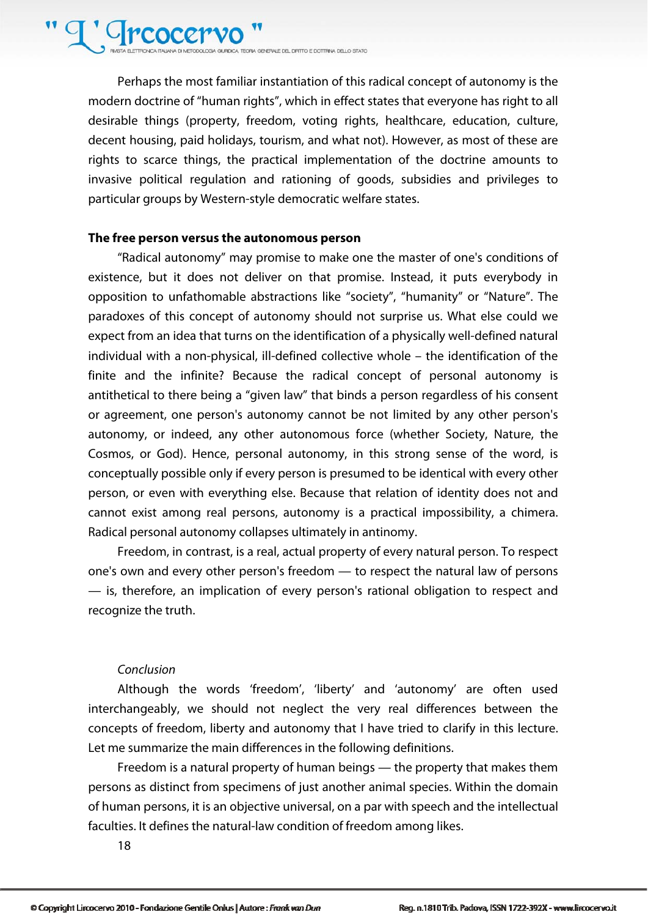Perhaps the most familiar instantiation of this radical concept of autonomy is the modern doctrine of "human rights", which in effect states that everyone has right to all desirable things (property, freedom, voting rights, healthcare, education, culture, decent housing, paid holidays, tourism, and what not). However, as most of these are rights to scarce things, the practical implementation of the doctrine amounts to invasive political regulation and rationing of goods, subsidies and privileges to particular groups by Western-style democratic welfare states.

**The free person versus the autonomous person**

"Radical autonomy" may promise to make one the master of one's conditions of existence, but it does not deliver on that promise. Instead, it puts everybody in opposition to unfathomable abstractions like "society", "humanity" or "Nature". The paradoxes of this concept of autonomy should not surprise us. What else could we expect from an idea that turns on the identification of a physically well-defined natural individual with a non-physical, ill-defined collective whole – the identification of the finite and the infinite? Because the radical concept of personal autonomy is antithetical to there being a "given law" that binds a person regardless of his consent or agreement, one person's autonomy cannot be not limited by any other person's autonomy, or indeed, any other autonomous force (whether Society, Nature, the Cosmos, or God). Hence, personal autonomy, in this strong sense of the word, is conceptually possible only if every person is presumed to be identical with every other person, or even with everything else. Because that relation of identity does not and cannot exist among real persons, autonomy is a practical impossibility, a chimera. Radical personal autonomy collapses ultimately in antinomy.

Freedom, in contrast, is a real, actual property of every natural person. To respect one's own and every other person's freedom — to respect the natural law of persons — is, therefore, an implication of every person's rational obligation to respect and recognize the truth.

*Conclusion*

Although the words 'freedom', 'liberty' and 'autonomy' are often used interchangeably, we should not neglect the very real differences between the concepts of freedom, liberty and autonomy that I have tried to clarify in this lecture. Let me summarize the main differences in the following definitions.

Freedom is a natural property of human beings — the property that makes them persons as distinct from specimens of just another animal species. Within the domain of human persons, it is an objective universal, on a par with speech and the intellectual faculties. It defines the natural-law condition of freedom among likes.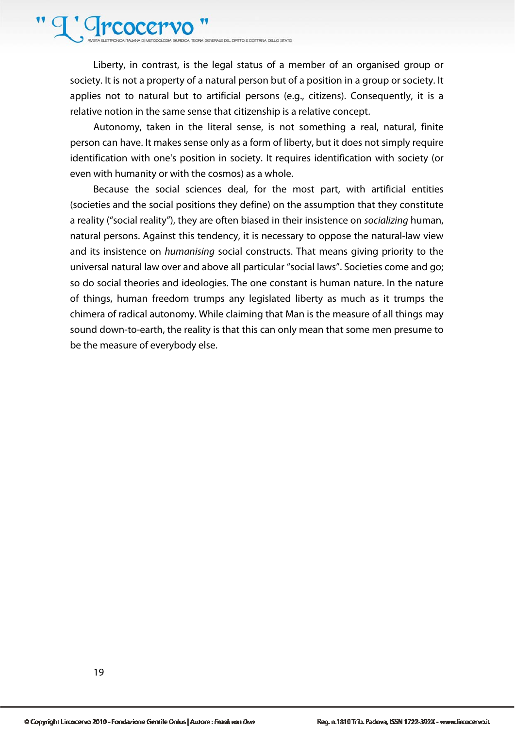Liberty, in contrast, is the legal status of a member of an organised group or society. It is not a property of a natural person but of a position in a group or society. It applies not to natural but to artificial persons (e.g., citizens). Consequently, it is a relative notion in the same sense that citizenship is a relative concept.

Autonomy, taken in the literal sense, is not something a real, natural, finite person can have. It makes sense only as a form of liberty, but it does not simply require identification with one's position in society. It requires identification with society (or even with humanity or with the cosmos) as a whole.

Because the social sciences deal, for the most part, with artificial entities (societies and the social positions they define) on the assumption that they constitute a reality ("social reality"), they are often biased in their insistence on *socializing* human, natural persons. Against this tendency, it is necessary to oppose the natural-law view and its insistence on *humanising* social constructs. That means giving priority to the universal natural law over and above all particular "social laws". Societies come and go; so do social theories and ideologies. The one constant is human nature. In the nature of things, human freedom trumps any legislated liberty as much as it trumps the chimera of radical autonomy. While claiming that Man is the measure of all things may sound down-to-earth, the reality is that this can only mean that some men presume to be the measure of everybody else.